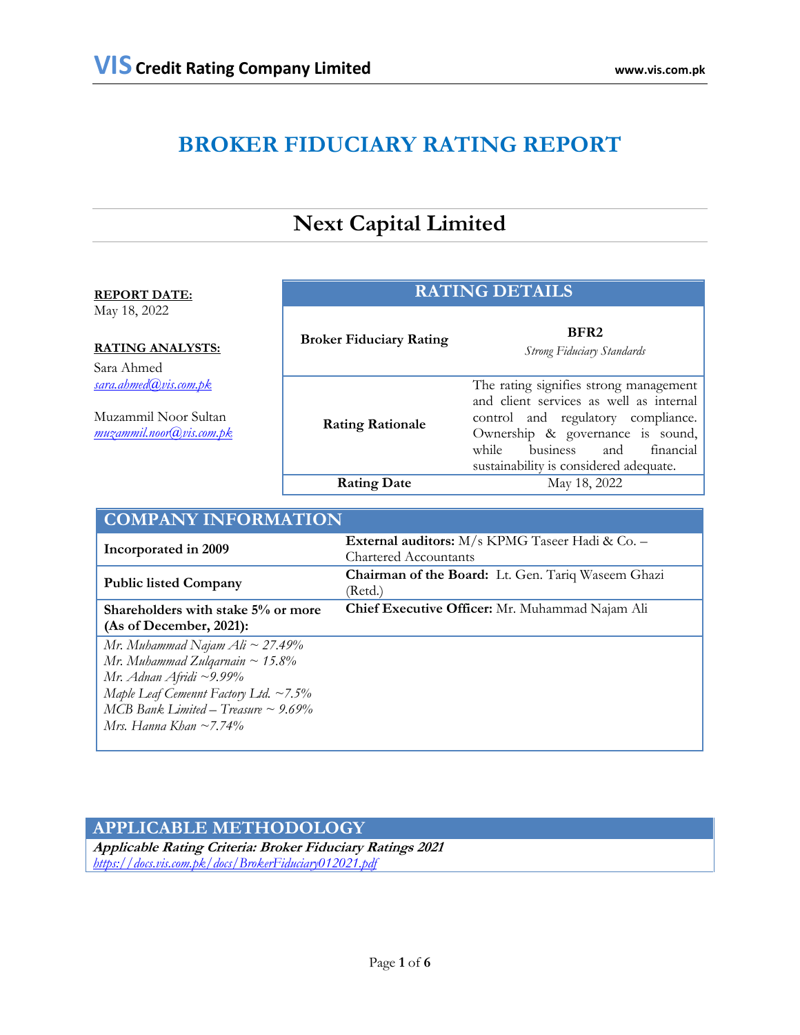# BROKER FIDUCIARY RATING REPORT

## Next Capital Limited

**REPORT DATE:**
May 18, 2022

**RATING ANALYSTS:**

Sara Ahmed
sara.ahmed@vis.com.pk

Muzammil Noor Sultan
muzammil.noor@vis.com.pk

| RATING DETAILS | |
|---|---|
| **Broker Fiduciary Rating** | **BFR2**<br>*Strong Fiduciary Standards* |
| **Rating Rationale** | The rating signifies strong management and client services as well as internal control and regulatory compliance. Ownership & governance is sound, while business and financial sustainability is considered adequate. |
| **Rating Date** | May 18, 2022 |

| COMPANY INFORMATION | |
|---|---|
| **Incorporated in 2009** | **External auditors:** M/s KPMG Taseer Hadi & Co. – Chartered Accountants |
| **Public listed Company** | **Chairman of the Board:** Lt. Gen. Tariq Waseem Ghazi (Retd.) |
| **Shareholders with stake 5% or more (As of December, 2021):** | **Chief Executive Officer:** Mr. Muhammad Najam Ali |
| *Mr. Muhammad Najam Ali ~ 27.49%*<br>*Mr. Muhammad Zulqarnain ~ 15.8%*<br>*Mr. Adnan Afridi ~9.99%*<br>*Maple Leaf Cemennt Factory Ltd. ~7.5%*<br>*MCB Bank Limited – Treasure ~ 9.69%*<br>*Mrs. Hanna Khan ~7.74%* | |

## APPLICABLE METHODOLOGY

***Applicable Rating Criteria: Broker Fiduciary Ratings 2021***
https://docs.vis.com.pk/docs/BrokerFiduciary012021.pdf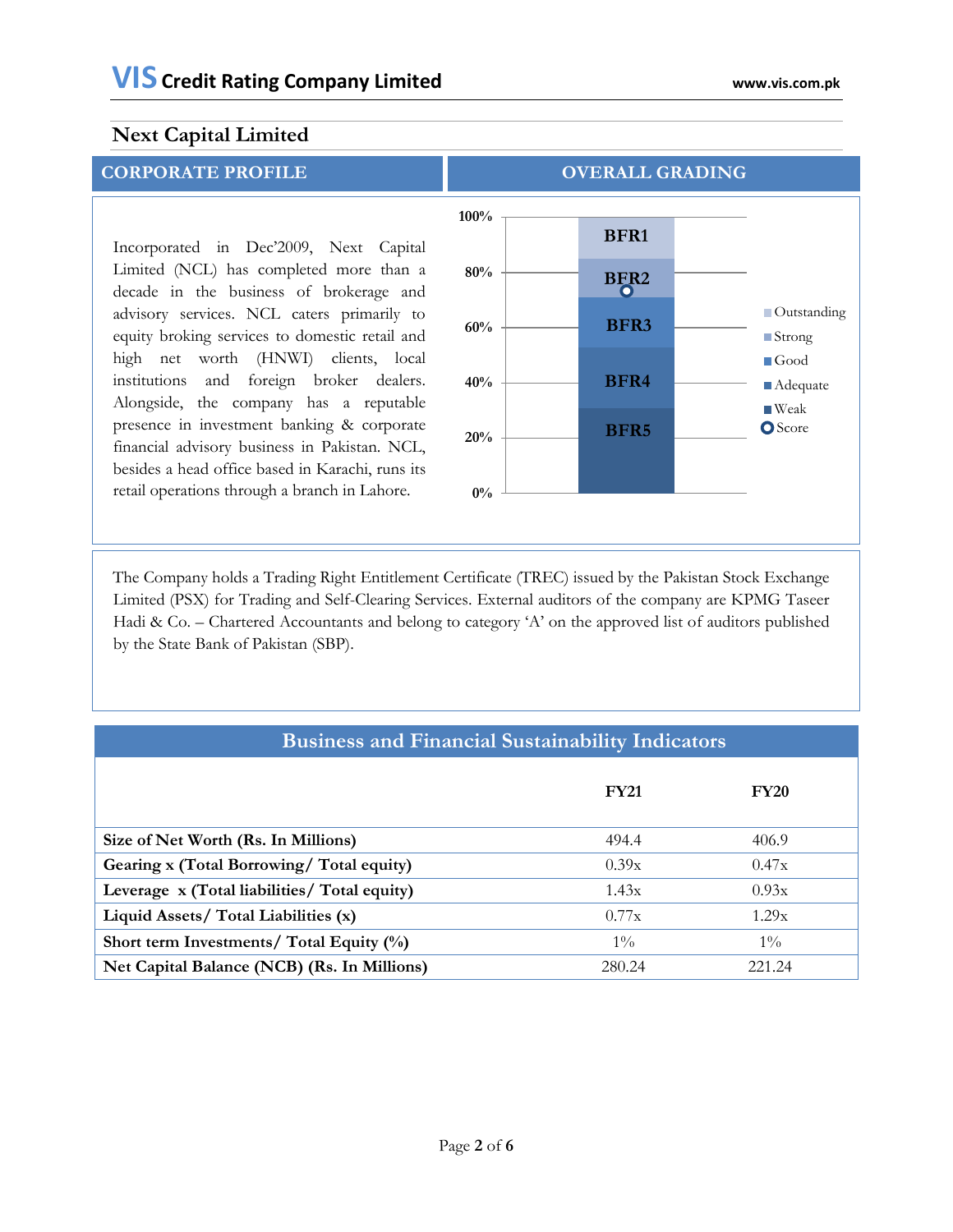## Next Capital Limited

### CORPORATE PROFILE

Incorporated in Dec'2009, Next Capital Limited (NCL) has completed more than a decade in the business of brokerage and advisory services. NCL caters primarily to equity broking services to domestic retail and high net worth (HNWI) clients, local institutions and foreign broker dealers. Alongside, the company has a reputable presence in investment banking & corporate financial advisory business in Pakistan. NCL, besides a head office based in Karachi, runs its retail operations through a branch in Lahore.

### OVERALL GRADING

| Grade | Band |
|---|---|
| BFR1 | Outstanding |
| BFR2 | Strong |
| BFR3 | Good |
| BFR4 | Adequate |
| BFR5 | Weak |

Score: BFR2

The Company holds a Trading Right Entitlement Certificate (TREC) issued by the Pakistan Stock Exchange Limited (PSX) for Trading and Self-Clearing Services. External auditors of the company are KPMG Taseer Hadi & Co. – Chartered Accountants and belong to category 'A' on the approved list of auditors published by the State Bank of Pakistan (SBP).

### Business and Financial Sustainability Indicators

| | FY21 | FY20 |
|---|---|---|
| **Size of Net Worth (Rs. In Millions)** | 494.4 | 406.9 |
| **Gearing x (Total Borrowing/ Total equity)** | 0.39x | 0.47x |
| **Leverage x (Total liabilities/ Total equity)** | 1.43x | 0.93x |
| **Liquid Assets/ Total Liabilities (x)** | 0.77x | 1.29x |
| **Short term Investments/ Total Equity (%)** | 1% | 1% |
| **Net Capital Balance (NCB) (Rs. In Millions)** | 280.24 | 221.24 |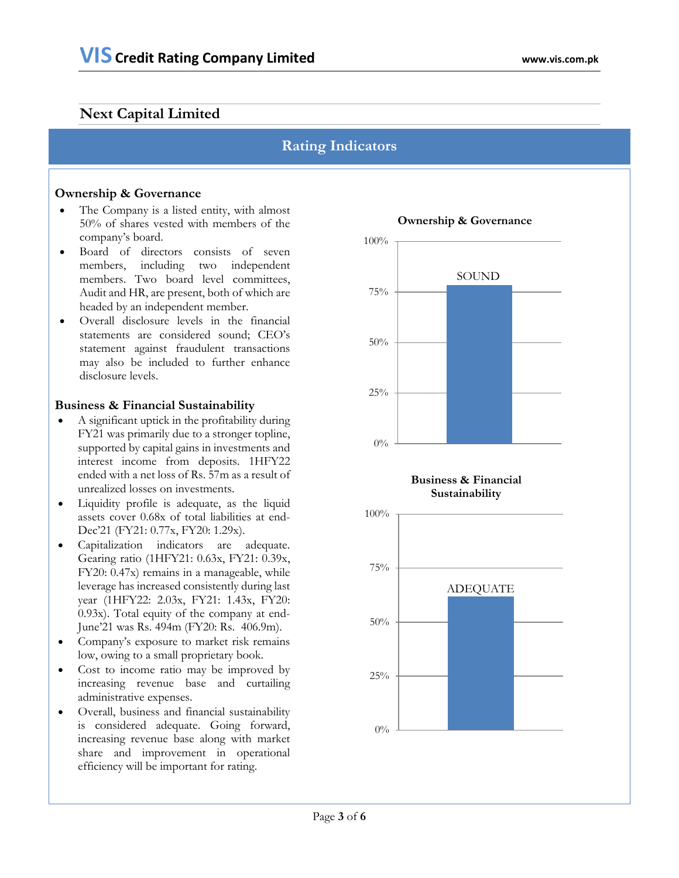## Next Capital Limited

## Rating Indicators

### Ownership & Governance

- The Company is a listed entity, with almost 50% of shares vested with members of the company's board.
- Board of directors consists of seven members, including two independent members. Two board level committees, Audit and HR, are present, both of which are headed by an independent member.
- Overall disclosure levels in the financial statements are considered sound; CEO's statement against fraudulent transactions may also be included to further enhance disclosure levels.

**Ownership & Governance**

100%
75%
50%
25%
0%

SOUND

### Business & Financial Sustainability

- A significant uptick in the profitability during FY21 was primarily due to a stronger topline, supported by capital gains in investments and interest income from deposits. 1HFY22 ended with a net loss of Rs. 57m as a result of unrealized losses on investments.
- Liquidity profile is adequate, as the liquid assets cover 0.68x of total liabilities at end-Dec'21 (FY21: 0.77x, FY20: 1.29x).
- Capitalization indicators are adequate. Gearing ratio (1HFY21: 0.63x, FY21: 0.39x, FY20: 0.47x) remains in a manageable, while leverage has increased consistently during last year (1HFY22: 2.03x, FY21: 1.43x, FY20: 0.93x). Total equity of the company at end-June'21 was Rs. 494m (FY20: Rs. 406.9m).
- Company's exposure to market risk remains low, owing to a small proprietary book.
- Cost to income ratio may be improved by increasing revenue base and curtailing administrative expenses.
- Overall, business and financial sustainability is considered adequate. Going forward, increasing revenue base along with market share and improvement in operational efficiency will be important for rating.

**Business & Financial Sustainability**

100%
75%
50%
25%
0%

ADEQUATE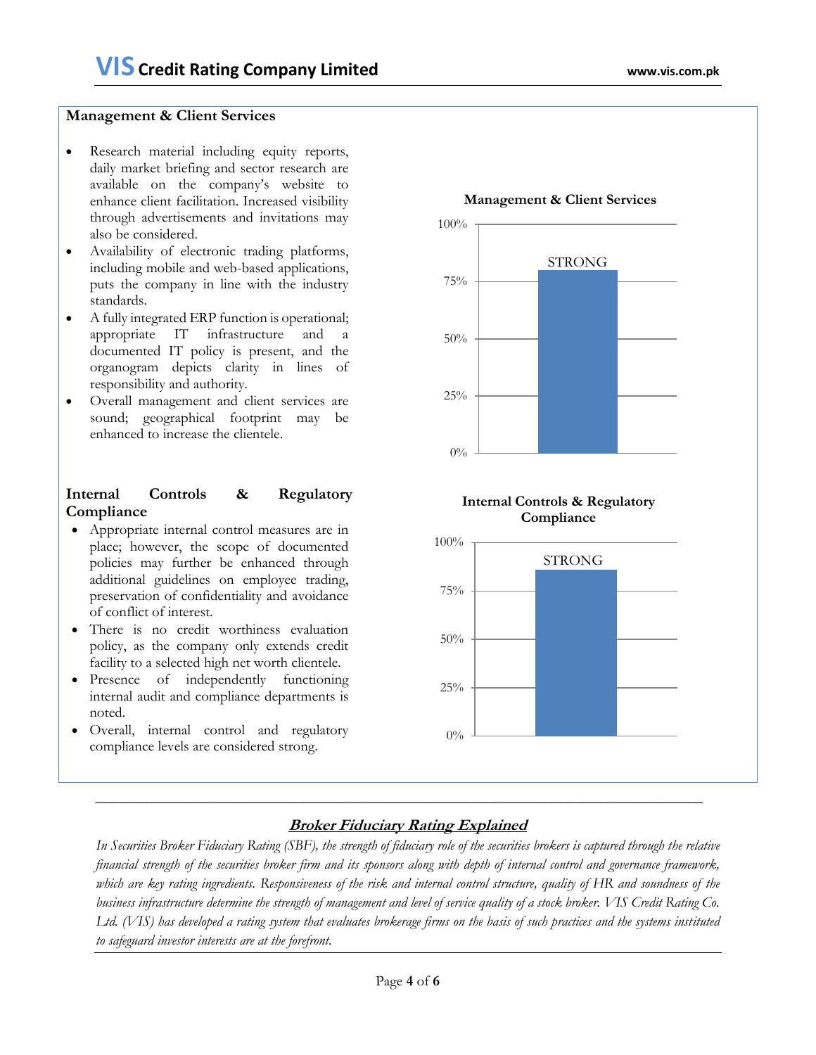## Management & Client Services

- Research material including equity reports, daily market briefing and sector research are available on the company's website to enhance client facilitation. Increased visibility through advertisements and invitations may also be considered.
- Availability of electronic trading platforms, including mobile and web-based applications, puts the company in line with the industry standards.
- A fully integrated ERP function is operational; appropriate IT infrastructure and a documented IT policy is present, and the organogram depicts clarity in lines of responsibility and authority.
- Overall management and client services are sound; geographical footprint may be enhanced to increase the clientele.

**Management & Client Services**

STRONG

## Internal Controls & Regulatory Compliance

- Appropriate internal control measures are in place; however, the scope of documented policies may further be enhanced through additional guidelines on employee trading, preservation of confidentiality and avoidance of conflict of interest.
- There is no credit worthiness evaluation policy, as the company only extends credit facility to a selected high net worth clientele.
- Presence of independently functioning internal audit and compliance departments is noted.
- Overall, internal control and regulatory compliance levels are considered strong.

**Internal Controls & Regulatory Compliance**

STRONG

---

## Broker Fiduciary Rating Explained

*In Securities Broker Fiduciary Rating (SBF), the strength of fiduciary role of the securities brokers is captured through the relative financial strength of the securities broker firm and its sponsors along with depth of internal control and governance framework, which are key rating ingredients. Responsiveness of the risk and internal control structure, quality of HR and soundness of the business infrastructure determine the strength of management and level of service quality of a stock broker. VIS Credit Rating Co. Ltd. (VIS) has developed a rating system that evaluates brokerage firms on the basis of such practices and the systems instituted to safeguard investor interests are at the forefront.*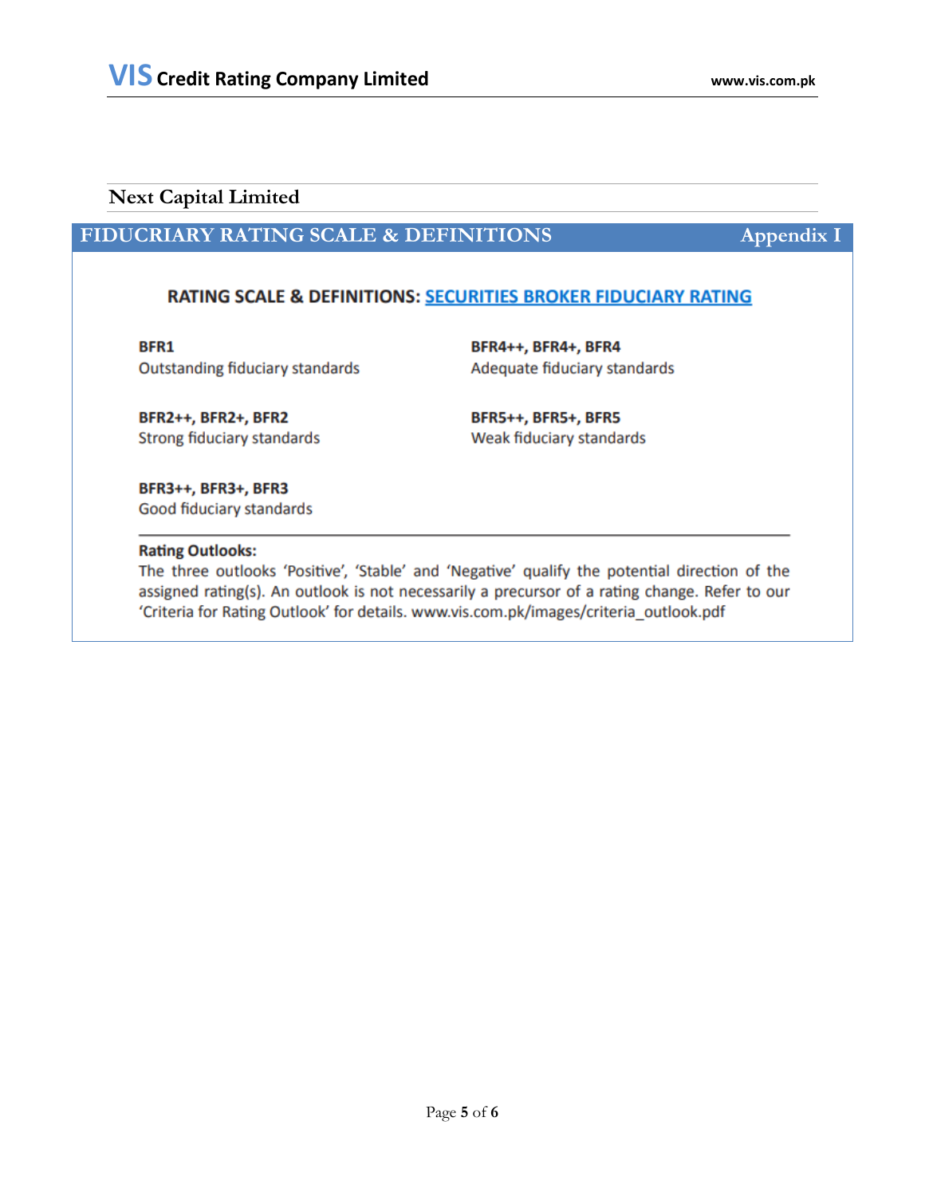## Next Capital Limited

## FIDUCRIARY RATING SCALE & DEFINITIONS — Appendix I

### RATING SCALE & DEFINITIONS: SECURITIES BROKER FIDUCIARY RATING

**BFR1**
Outstanding fiduciary standards

**BFR2++, BFR2+, BFR2**
Strong fiduciary standards

**BFR3++, BFR3+, BFR3**
Good fiduciary standards

**BFR4++, BFR4+, BFR4**
Adequate fiduciary standards

**BFR5++, BFR5+, BFR5**
Weak fiduciary standards

---

**Rating Outlooks:**
The three outlooks 'Positive', 'Stable' and 'Negative' qualify the potential direction of the assigned rating(s). An outlook is not necessarily a precursor of a rating change. Refer to our 'Criteria for Rating Outlook' for details. www.vis.com.pk/images/criteria_outlook.pdf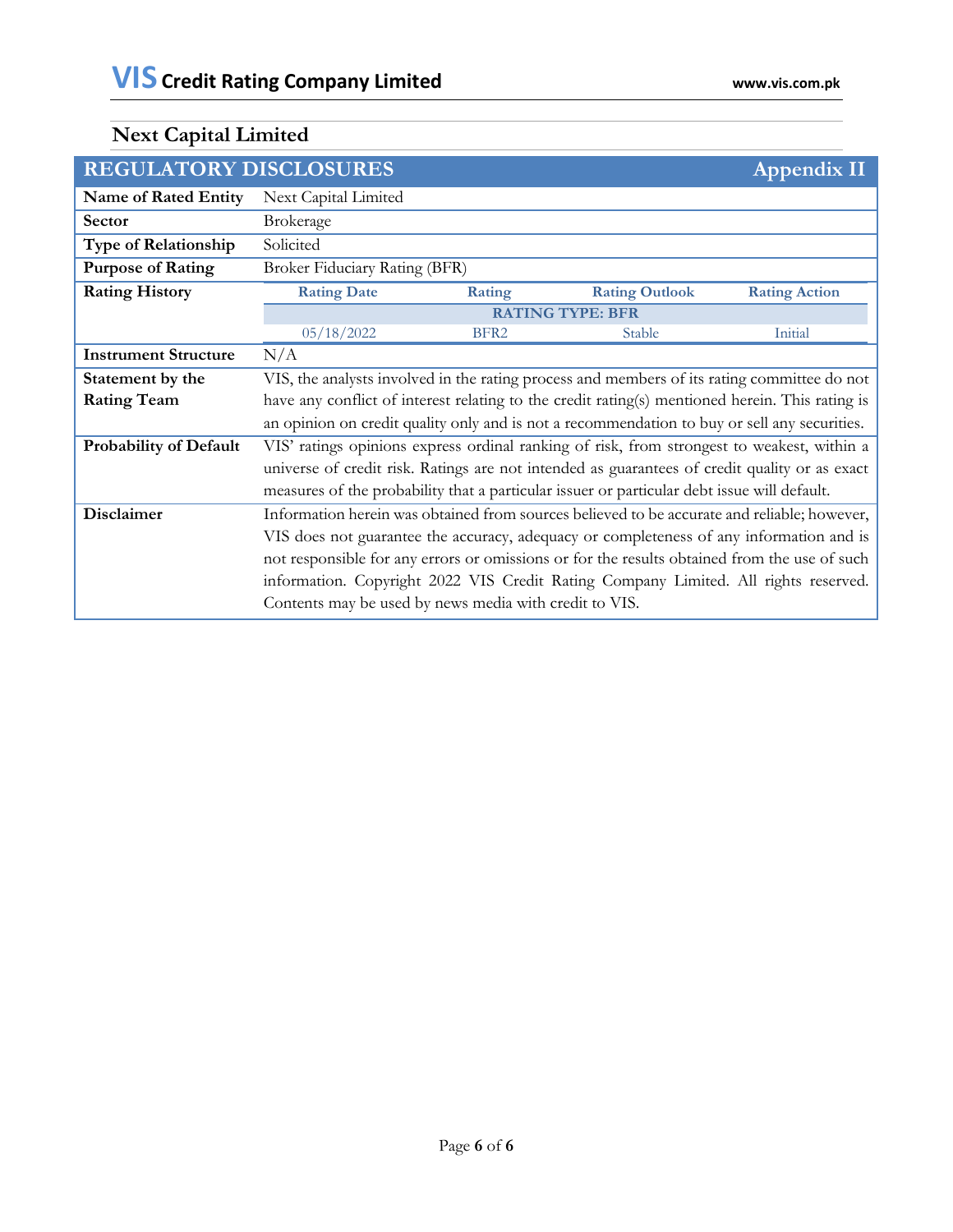## Next Capital Limited

| REGULATORY DISCLOSURES | | | | Appendix II |
|---|---|---|---|---|
| **Name of Rated Entity** | Next Capital Limited | | | |
| **Sector** | Brokerage | | | |
| **Type of Relationship** | Solicited | | | |
| **Purpose of Rating** | Broker Fiduciary Rating (BFR) | | | |
| **Rating History** | **Rating Date** | **Rating** | **Rating Outlook** | **Rating Action** |
| | **RATING TYPE: BFR** | | | |
| | 05/18/2022 | BFR2 | Stable | Initial |
| **Instrument Structure** | N/A | | | |
| **Statement by the Rating Team** | VIS, the analysts involved in the rating process and members of its rating committee do not have any conflict of interest relating to the credit rating(s) mentioned herein. This rating is an opinion on credit quality only and is not a recommendation to buy or sell any securities. | | | |
| **Probability of Default** | VIS' ratings opinions express ordinal ranking of risk, from strongest to weakest, within a universe of credit risk. Ratings are not intended as guarantees of credit quality or as exact measures of the probability that a particular issuer or particular debt issue will default. | | | |
| **Disclaimer** | Information herein was obtained from sources believed to be accurate and reliable; however, VIS does not guarantee the accuracy, adequacy or completeness of any information and is not responsible for any errors or omissions or for the results obtained from the use of such information. Copyright 2022 VIS Credit Rating Company Limited. All rights reserved. Contents may be used by news media with credit to VIS. | | | |